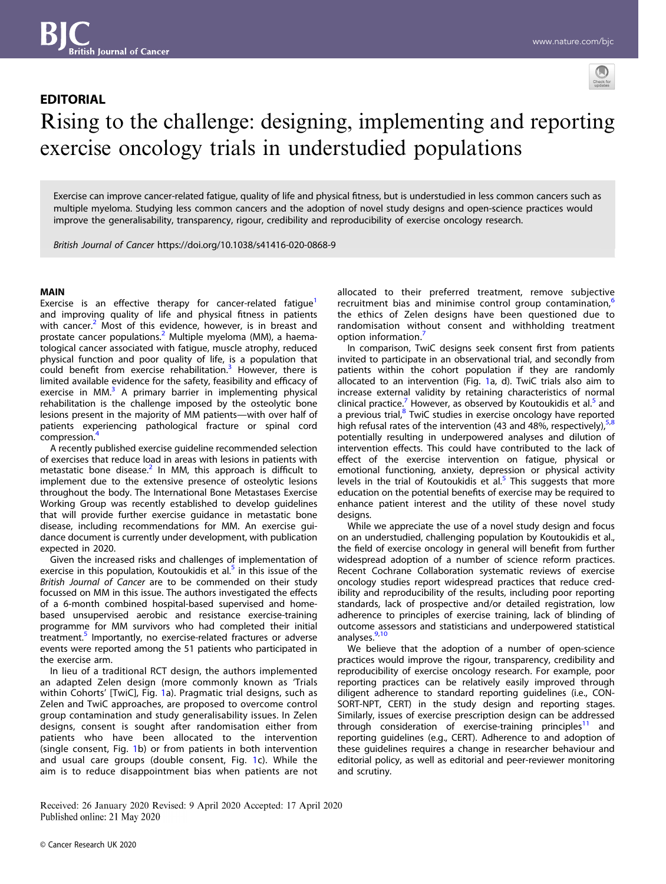EDITORIAL

# Rising to the challenge: designing, implementing and reporting exercise oncology trials in understudied populations

Exercise can improve cancer-related fatigue, quality of life and physical fitness, but is understudied in less common cancers such as multiple myeloma. Studying less common cancers and the adoption of novel study designs and open-science practices would improve the generalisability, transparency, rigour, credibility and reproducibility of exercise oncology research.

*British Journal of Cancer* https://doi.org/10.1038/s41416-020-0868-9

## MAIN

Exercise is an effective therapy for cancer-related fatigue[1] and improving quality of life and physical fitness in patients with cancer.[2] Most of this evidence, however, is in breast and prostate cancer populations.[2] Multiple myeloma (MM), a haematological cancer associated with fatigue, muscle atrophy, reduced physical function and poor quality of life, is a population that could benefit from exercise rehabilitation.[3] However, there is limited available evidence for the safety, feasibility and efficacy of exercise in MM.[3] A primary barrier in implementing physical rehabilitation is the challenge imposed by the osteolytic bone lesions present in the majority of MM patients—with over half of patients experiencing pathological fracture or spinal cord compression.[4]

A recently published exercise guideline recommended selection of exercises that reduce load in areas with lesions in patients with metastatic bone disease.[2] In MM, this approach is difficult to implement due to the extensive presence of osteolytic lesions throughout the body. The International Bone Metastases Exercise Working Group was recently established to develop guidelines that will provide further exercise guidance in metastatic bone disease, including recommendations for MM. An exercise guidance document is currently under development, with publication expected in 2020.

Given the increased risks and challenges of implementation of exercise in this population, Koutoukidis et al.[5] in this issue of the *British Journal of Cancer* are to be commended on their study focussed on MM in this issue. The authors investigated the effects of a 6-month combined hospital-based supervised and home-based unsupervised aerobic and resistance exercise-training programme for MM survivors who had completed their initial treatment.[5] Importantly, no exercise-related fractures or adverse events were reported among the 51 patients who participated in the exercise arm.

In lieu of a traditional RCT design, the authors implemented an adapted Zelen design (more commonly known as 'Trials within Cohorts' [TwiC], Fig. 1a). Pragmatic trial designs, such as Zelen and TwiC approaches, are proposed to overcome control group contamination and study generalisability issues. In Zelen designs, consent is sought after randomisation either from patients who have been allocated to the intervention (single consent, Fig. 1b) or from patients in both intervention and usual care groups (double consent, Fig. 1c). While the aim is to reduce disappointment bias when patients are not allocated to their preferred treatment, remove subjective recruitment bias and minimise control group contamination,[6] the ethics of Zelen designs have been questioned due to randomisation without consent and withholding treatment option information.[7]

In comparison, TwiC designs seek consent first from patients invited to participate in an observational trial, and secondly from patients within the cohort population if they are randomly allocated to an intervention (Fig. 1a, d). TwiC trials also aim to increase external validity by retaining characteristics of normal clinical practice.[7] However, as observed by Koutoukidis et al.[5] and a previous trial,[8] TwiC studies in exercise oncology have reported high refusal rates of the intervention (43 and 48%, respectively),[5,8] potentially resulting in underpowered analyses and dilution of intervention effects. This could have contributed to the lack of effect of the exercise intervention on fatigue, physical or emotional functioning, anxiety, depression or physical activity levels in the trial of Koutoukidis et al.[5] This suggests that more education on the potential benefits of exercise may be required to enhance patient interest and the utility of these novel study designs.

While we appreciate the use of a novel study design and focus on an understudied, challenging population by Koutoukidis et al., the field of exercise oncology in general will benefit from further widespread adoption of a number of science reform practices. Recent Cochrane Collaboration systematic reviews of exercise oncology studies report widespread practices that reduce credibility and reproducibility of the results, including poor reporting standards, lack of prospective and/or detailed registration, low adherence to principles of exercise training, lack of blinding of outcome assessors and statisticians and underpowered statistical analyses.[9,10]

We believe that the adoption of a number of open-science practices would improve the rigour, transparency, credibility and reproducibility of exercise oncology research. For example, poor reporting practices can be relatively easily improved through diligent adherence to standard reporting guidelines (i.e., CONSORT-NPT, CERT) in the study design and reporting stages. Similarly, issues of exercise prescription design can be addressed through consideration of exercise-training principles[11] and reporting guidelines (e.g., CERT). Adherence to and adoption of these guidelines requires a change in researcher behaviour and editorial policy, as well as editorial and peer-reviewer monitoring and scrutiny.

Received: 26 January 2020 Revised: 9 April 2020 Accepted: 17 April 2020
Published online: 21 May 2020

© Cancer Research UK 2020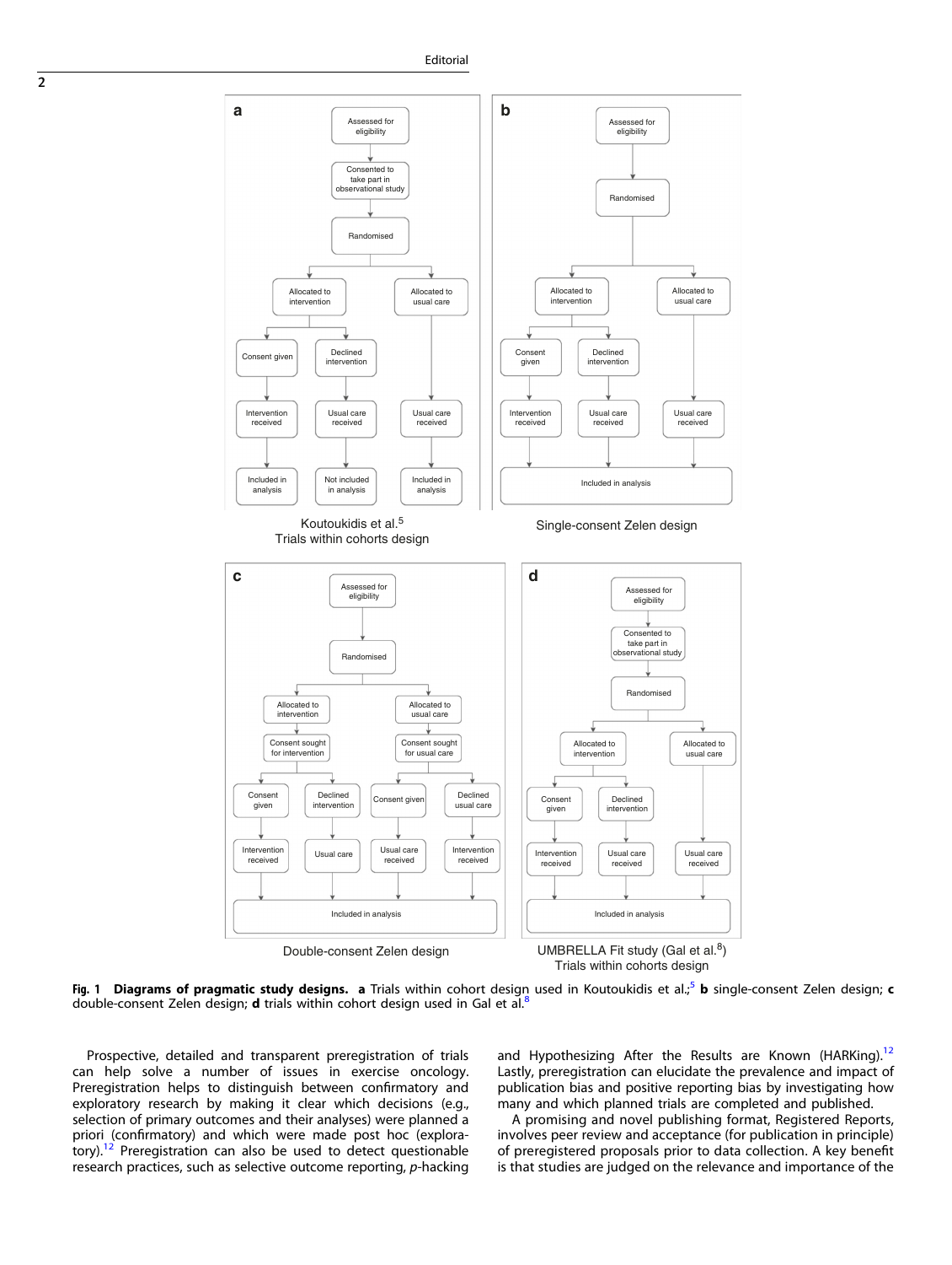Fig. 1 **Diagrams of pragmatic study designs.** **a** Trials within cohort design used in Koutoukidis et al.;[5] **b** single-consent Zelen design; **c** double-consent Zelen design; **d** trials within cohort design used in Gal et al.[8]

Prospective, detailed and transparent preregistration of trials can help solve a number of issues in exercise oncology. Preregistration helps to distinguish between confirmatory and exploratory research by making it clear which decisions (e.g., selection of primary outcomes and their analyses) were planned a priori (confirmatory) and which were made post hoc (exploratory).[12] Preregistration can also be used to detect questionable research practices, such as selective outcome reporting, *p*-hacking and Hypothesizing After the Results are Known (HARKing).[12] Lastly, preregistration can elucidate the prevalence and impact of publication bias and positive reporting bias by investigating how many and which planned trials are completed and published.

A promising and novel publishing format, Registered Reports, involves peer review and acceptance (for publication in principle) of preregistered proposals prior to data collection. A key benefit is that studies are judged on the relevance and importance of the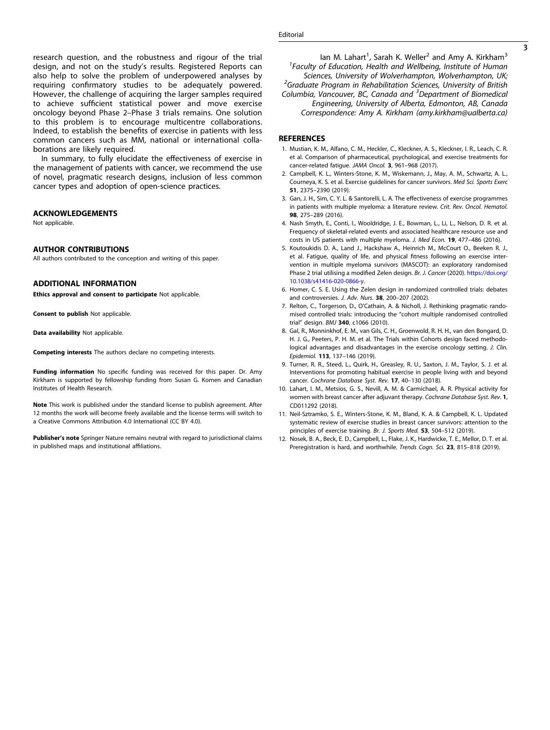research question, and the robustness and rigour of the trial design, and not on the study's results. Registered Reports can also help to solve the problem of underpowered analyses by requiring confirmatory studies to be adequately powered. However, the challenge of acquiring the larger samples required to achieve sufficient statistical power and move exercise oncology beyond Phase 2–Phase 3 trials remains. One solution to this problem is to encourage multicentre collaborations. Indeed, to establish the benefits of exercise in patients with less common cancers such as MM, national or international collaborations are likely required.

In summary, to fully elucidate the effectiveness of exercise in the management of patients with cancer, we recommend the use of novel, pragmatic research designs, inclusion of less common cancer types and adoption of open-science practices.

## ACKNOWLEDGEMENTS

Not applicable.

## AUTHOR CONTRIBUTIONS

All authors contributed to the conception and writing of this paper.

## ADDITIONAL INFORMATION

**Ethics approval and consent to participate** Not applicable.

**Consent to publish** Not applicable.

**Data availability** Not applicable.

**Competing interests** The authors declare no competing interests.

**Funding information** No specific funding was received for this paper. Dr. Amy Kirkham is supported by fellowship funding from Susan G. Komen and Canadian Institutes of Health Research.

**Note** This work is published under the standard license to publish agreement. After 12 months the work will become freely available and the license terms will switch to a Creative Commons Attribution 4.0 International (CC BY 4.0).

**Publisher's note** Springer Nature remains neutral with regard to jurisdictional claims in published maps and institutional affiliations.

Ian M. Lahart[1], Sarah K. Weller[2] and Amy A. Kirkham[3]
*[1]Faculty of Education, Health and Wellbeing, Institute of Human Sciences, University of Wolverhampton, Wolverhampton, UK; [2]Graduate Program in Rehabilitation Sciences, University of British Columbia, Vancouver, BC, Canada and [3]Department of Biomedical Engineering, University of Alberta, Edmonton, AB, Canada*
*Correspondence: Amy A. Kirkham (amy.kirkham@ualberta.ca)*

## REFERENCES

1. Mustian, K. M., Alfano, C. M., Heckler, C., Kleckner, A. S., Kleckner, I. R., Leach, C. R. et al. Comparison of pharmaceutical, psychological, and exercise treatments for cancer-related fatigue. *JAMA Oncol.* **3**, 961–968 (2017).
2. Campbell, K. L., Winters-Stone, K. M., Wiskemann, J., May, A. M., Schwartz, A. L., Courneya, K. S. et al. Exercise guidelines for cancer survivors. *Med Sci. Sports Exerc* **51**, 2375–2390 (2019).
3. Gan, J. H., Sim, C. Y. L. & Santorelli, L. A. The effectiveness of exercise programmes in patients with multiple myeloma: a literature review. *Crit. Rev. Oncol. Hematol.* **98**, 275–289 (2016).
4. Nash Smyth, E., Conti, I., Wooldridge, J. E., Bowman, L., Li, L., Nelson, D. R. et al. Frequency of skeletal-related events and associated healthcare resource use and costs in US patients with multiple myeloma. *J. Med Econ.* **19**, 477–486 (2016).
5. Koutoukidis D. A., Land J., Hackshaw A., Heinrich M., McCourt O., Beeken R. J., et al. Fatigue, quality of life, and physical fitness following an exercise intervention in multiple myeloma survivors (MASCOT): an exploratory randomised Phase 2 trial utilising a modified Zelen design. *Br. J. Cancer* (2020). https://doi.org/10.1038/s41416-020-0866-y.
6. Homer, C. S. E. Using the Zelen design in randomized controlled trials: debates and controversies. *J. Adv. Nurs.* **38**, 200–207 (2002).
7. Relton, C., Torgerson, D., O'Cathain, A. & Nicholl, J. Rethinking pragmatic randomised controlled trials: introducing the "cohort multiple randomised controlled trial" design. *BMJ* **340**, c1066 (2010).
8. Gal, R., Monninkhof, E. M., van Gils, C. H., Groenwold, R. H. H., van den Bongard, D. H. J. G., Peeters, P. H. M. et al. The Trials within Cohorts design faced methodological advantages and disadvantages in the exercise oncology setting. *J. Clin. Epidemiol.* **113**, 137–146 (2019).
9. Turner, R. R., Steed, L., Quirk, H., Greasley, R. U., Saxton, J. M., Taylor, S. J. et al. Interventions for promoting habitual exercise in people living with and beyond cancer. *Cochrane Database Syst. Rev.* **17**, 40–130 (2018).
10. Lahart, I. M., Metsios, G. S., Nevill, A. M. & Carmichael, A. R. Physical activity for women with breast cancer after adjuvant therapy. *Cochrane Database Syst. Rev.* **1**, CD011292 (2018).
11. Neil-Sztramko, S. E., Winters-Stone, K. M., Bland, K. A. & Campbell, K. L. Updated systematic review of exercise studies in breast cancer survivors: attention to the principles of exercise training. *Br. J. Sports Med.* **53**, 504–512 (2019).
12. Nosek, B. A., Beck, E. D., Campbell, L., Flake, J. K., Hardwicke, T. E., Mellor, D. T. et al. Preregistration is hard, and worthwhile. *Trends Cogn. Sci.* **23**, 815–818 (2019).